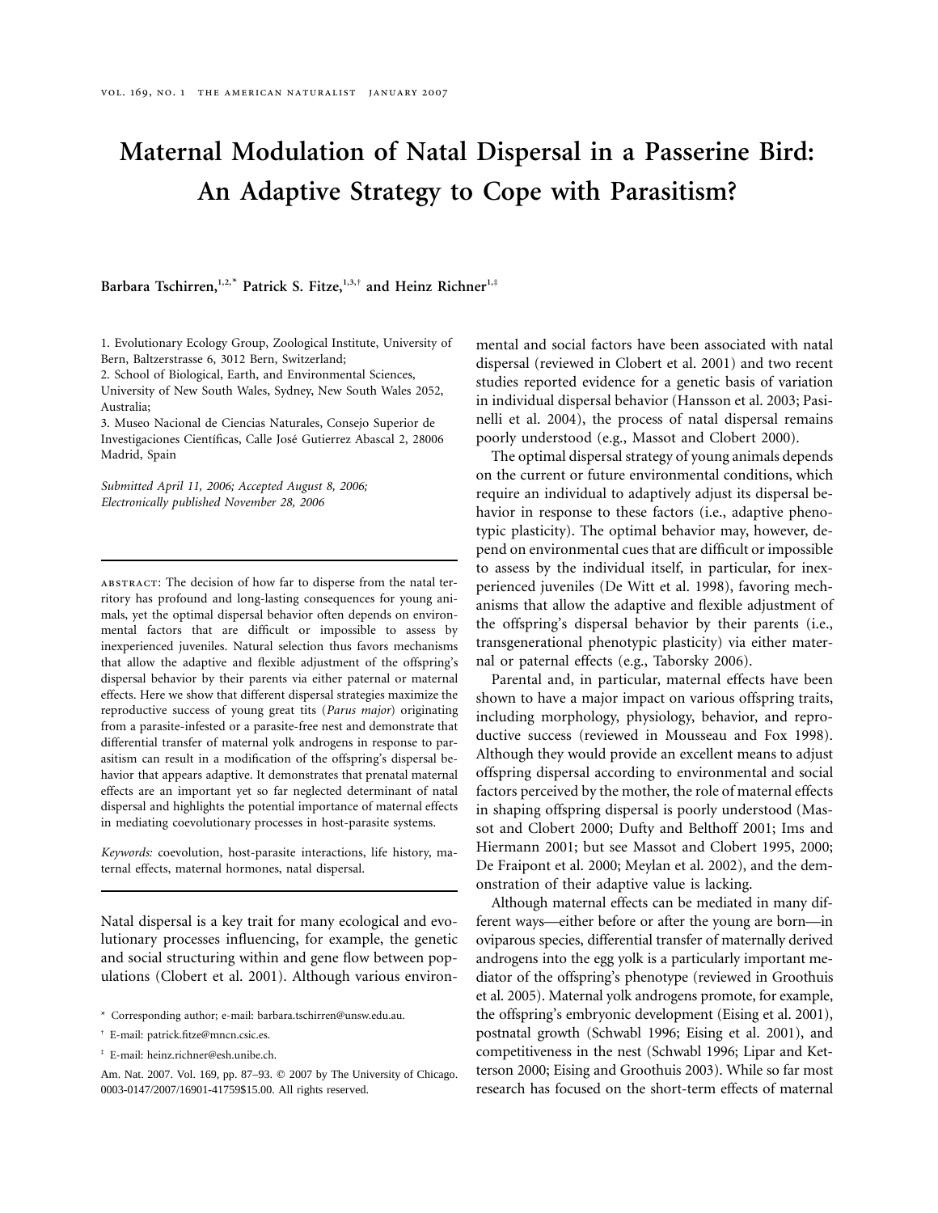# Maternal Modulation of Natal Dispersal in a Passerine Bird: An Adaptive Strategy to Cope with Parasitism?

**Barbara Tschirren,[1,2,*] Patrick S. Fitze,[1,3,†] and Heinz Richner[1,‡]**

1. Evolutionary Ecology Group, Zoological Institute, University of Bern, Baltzerstrasse 6, 3012 Bern, Switzerland;
2. School of Biological, Earth, and Environmental Sciences, University of New South Wales, Sydney, New South Wales 2052, Australia;
3. Museo Nacional de Ciencias Naturales, Consejo Superior de Investigaciones Científicas, Calle José Gutierrez Abascal 2, 28006 Madrid, Spain

*Submitted April 11, 2006; Accepted August 8, 2006; Electronically published November 28, 2006*

ABSTRACT: The decision of how far to disperse from the natal territory has profound and long-lasting consequences for young animals, yet the optimal dispersal behavior often depends on environmental factors that are difficult or impossible to assess by inexperienced juveniles. Natural selection thus favors mechanisms that allow the adaptive and flexible adjustment of the offspring's dispersal behavior by their parents via either paternal or maternal effects. Here we show that different dispersal strategies maximize the reproductive success of young great tits (*Parus major*) originating from a parasite-infested or a parasite-free nest and demonstrate that differential transfer of maternal yolk androgens in response to parasitism can result in a modification of the offspring's dispersal behavior that appears adaptive. It demonstrates that prenatal maternal effects are an important yet so far neglected determinant of natal dispersal and highlights the potential importance of maternal effects in mediating coevolutionary processes in host-parasite systems.

*Keywords:* coevolution, host-parasite interactions, life history, maternal effects, maternal hormones, natal dispersal.

Natal dispersal is a key trait for many ecological and evolutionary processes influencing, for example, the genetic and social structuring within and gene flow between populations (Clobert et al. 2001). Although various environmental and social factors have been associated with natal dispersal (reviewed in Clobert et al. 2001) and two recent studies reported evidence for a genetic basis of variation in individual dispersal behavior (Hansson et al. 2003; Pasinelli et al. 2004), the process of natal dispersal remains poorly understood (e.g., Massot and Clobert 2000).

The optimal dispersal strategy of young animals depends on the current or future environmental conditions, which require an individual to adaptively adjust its dispersal behavior in response to these factors (i.e., adaptive phenotypic plasticity). The optimal behavior may, however, depend on environmental cues that are difficult or impossible to assess by the individual itself, in particular, for inexperienced juveniles (De Witt et al. 1998), favoring mechanisms that allow the adaptive and flexible adjustment of the offspring's dispersal behavior by their parents (i.e., transgenerational phenotypic plasticity) via either maternal or paternal effects (e.g., Taborsky 2006).

Parental and, in particular, maternal effects have been shown to have a major impact on various offspring traits, including morphology, physiology, behavior, and reproductive success (reviewed in Mousseau and Fox 1998). Although they would provide an excellent means to adjust offspring dispersal according to environmental and social factors perceived by the mother, the role of maternal effects in shaping offspring dispersal is poorly understood (Massot and Clobert 2000; Dufty and Belthoff 2001; Ims and Hiermann 2001; but see Massot and Clobert 1995, 2000; De Fraipont et al. 2000; Meylan et al. 2002), and the demonstration of their adaptive value is lacking.

Although maternal effects can be mediated in many different ways—either before or after the young are born—in oviparous species, differential transfer of maternally derived androgens into the egg yolk is a particularly important mediator of the offspring's phenotype (reviewed in Groothuis et al. 2005). Maternal yolk androgens promote, for example, the offspring's embryonic development (Eising et al. 2001), postnatal growth (Schwabl 1996; Eising et al. 2001), and competitiveness in the nest (Schwabl 1996; Lipar and Ketterson 2000; Eising and Groothuis 2003). While so far most research has focused on the short-term effects of maternal

\* Corresponding author; e-mail: barbara.tschirren@unsw.edu.au.

† E-mail: patrick.fitze@mncn.csic.es.

‡ E-mail: heinz.richner@esh.unibe.ch.

Am. Nat. 2007. Vol. 169, pp. 87–93. © 2007 by The University of Chicago. 0003-0147/2007/16901-41759$15.00. All rights reserved.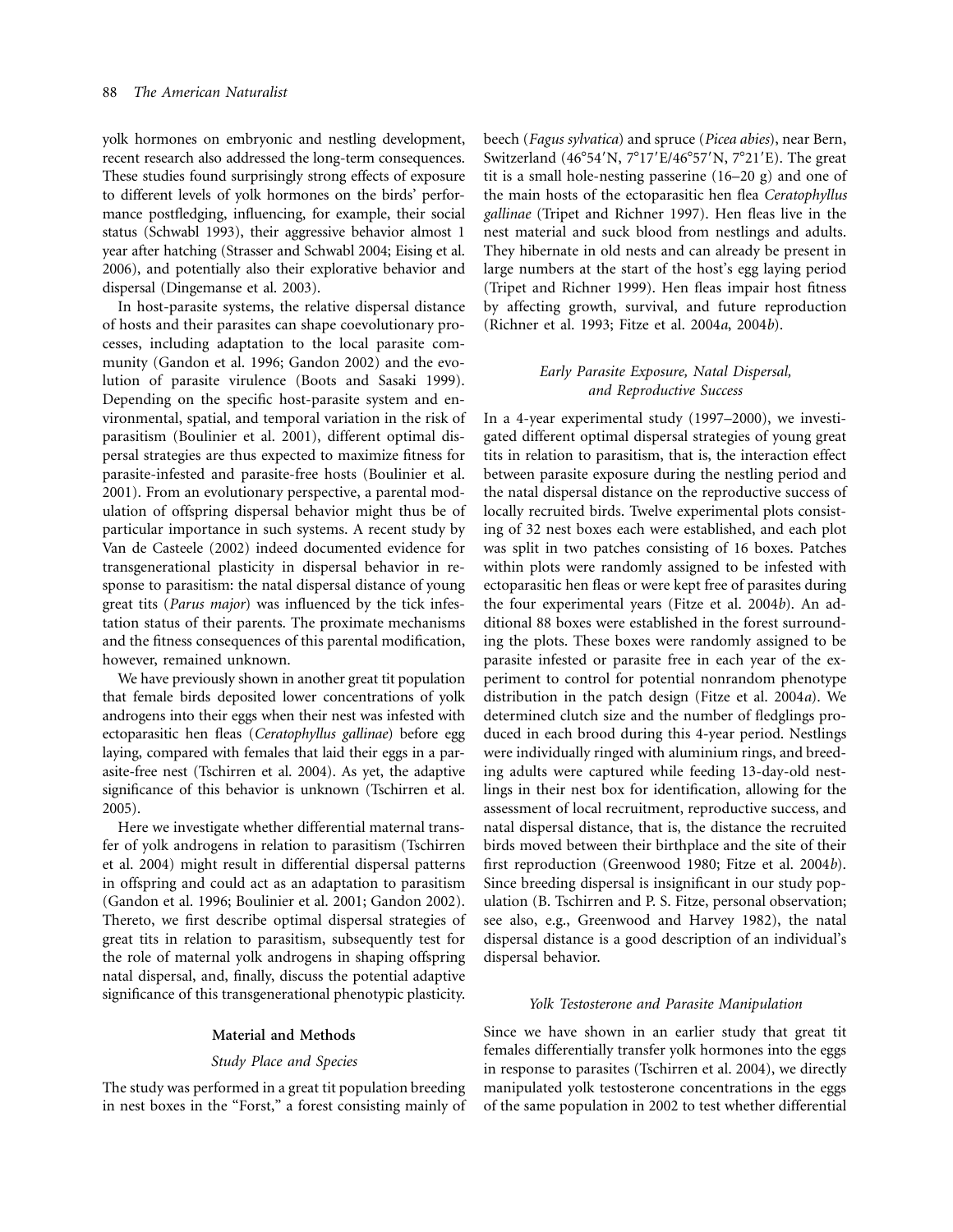yolk hormones on embryonic and nestling development, recent research also addressed the long-term consequences. These studies found surprisingly strong effects of exposure to different levels of yolk hormones on the birds' performance postfledging, influencing, for example, their social status (Schwabl 1993), their aggressive behavior almost 1 year after hatching (Strasser and Schwabl 2004; Eising et al. 2006), and potentially also their explorative behavior and dispersal (Dingemanse et al. 2003).

In host-parasite systems, the relative dispersal distance of hosts and their parasites can shape coevolutionary processes, including adaptation to the local parasite community (Gandon et al. 1996; Gandon 2002) and the evolution of parasite virulence (Boots and Sasaki 1999). Depending on the specific host-parasite system and environmental, spatial, and temporal variation in the risk of parasitism (Boulinier et al. 2001), different optimal dispersal strategies are thus expected to maximize fitness for parasite-infested and parasite-free hosts (Boulinier et al. 2001). From an evolutionary perspective, a parental modulation of offspring dispersal behavior might thus be of particular importance in such systems. A recent study by Van de Casteele (2002) indeed documented evidence for transgenerational plasticity in dispersal behavior in response to parasitism: the natal dispersal distance of young great tits (*Parus major*) was influenced by the tick infestation status of their parents. The proximate mechanisms and the fitness consequences of this parental modification, however, remained unknown.

We have previously shown in another great tit population that female birds deposited lower concentrations of yolk androgens into their eggs when their nest was infested with ectoparasitic hen fleas (*Ceratophyllus gallinae*) before egg laying, compared with females that laid their eggs in a parasite-free nest (Tschirren et al. 2004). As yet, the adaptive significance of this behavior is unknown (Tschirren et al. 2005).

Here we investigate whether differential maternal transfer of yolk androgens in relation to parasitism (Tschirren et al. 2004) might result in differential dispersal patterns in offspring and could act as an adaptation to parasitism (Gandon et al. 1996; Boulinier et al. 2001; Gandon 2002). Thereto, we first describe optimal dispersal strategies of great tits in relation to parasitism, subsequently test for the role of maternal yolk androgens in shaping offspring natal dispersal, and, finally, discuss the potential adaptive significance of this transgenerational phenotypic plasticity.

## Material and Methods

### *Study Place and Species*

The study was performed in a great tit population breeding in nest boxes in the "Forst," a forest consisting mainly of beech (*Fagus sylvatica*) and spruce (*Picea abies*), near Bern, Switzerland (46°54′N, 7°17′E/46°57′N, 7°21′E). The great tit is a small hole-nesting passerine (16–20 g) and one of the main hosts of the ectoparasitic hen flea *Ceratophyllus gallinae* (Tripet and Richner 1997). Hen fleas live in the nest material and suck blood from nestlings and adults. They hibernate in old nests and can already be present in large numbers at the start of the host's egg laying period (Tripet and Richner 1999). Hen fleas impair host fitness by affecting growth, survival, and future reproduction (Richner et al. 1993; Fitze et al. 2004*a*, 2004*b*).

### *Early Parasite Exposure, Natal Dispersal, and Reproductive Success*

In a 4-year experimental study (1997–2000), we investigated different optimal dispersal strategies of young great tits in relation to parasitism, that is, the interaction effect between parasite exposure during the nestling period and the natal dispersal distance on the reproductive success of locally recruited birds. Twelve experimental plots consisting of 32 nest boxes each were established, and each plot was split in two patches consisting of 16 boxes. Patches within plots were randomly assigned to be infested with ectoparasitic hen fleas or were kept free of parasites during the four experimental years (Fitze et al. 2004*b*). An additional 88 boxes were established in the forest surrounding the plots. These boxes were randomly assigned to be parasite infested or parasite free in each year of the experiment to control for potential nonrandom phenotype distribution in the patch design (Fitze et al. 2004*a*). We determined clutch size and the number of fledglings produced in each brood during this 4-year period. Nestlings were individually ringed with aluminium rings, and breeding adults were captured while feeding 13-day-old nestlings in their nest box for identification, allowing for the assessment of local recruitment, reproductive success, and natal dispersal distance, that is, the distance the recruited birds moved between their birthplace and the site of their first reproduction (Greenwood 1980; Fitze et al. 2004*b*). Since breeding dispersal is insignificant in our study population (B. Tschirren and P. S. Fitze, personal observation; see also, e.g., Greenwood and Harvey 1982), the natal dispersal distance is a good description of an individual's dispersal behavior.

### *Yolk Testosterone and Parasite Manipulation*

Since we have shown in an earlier study that great tit females differentially transfer yolk hormones into the eggs in response to parasites (Tschirren et al. 2004), we directly manipulated yolk testosterone concentrations in the eggs of the same population in 2002 to test whether differential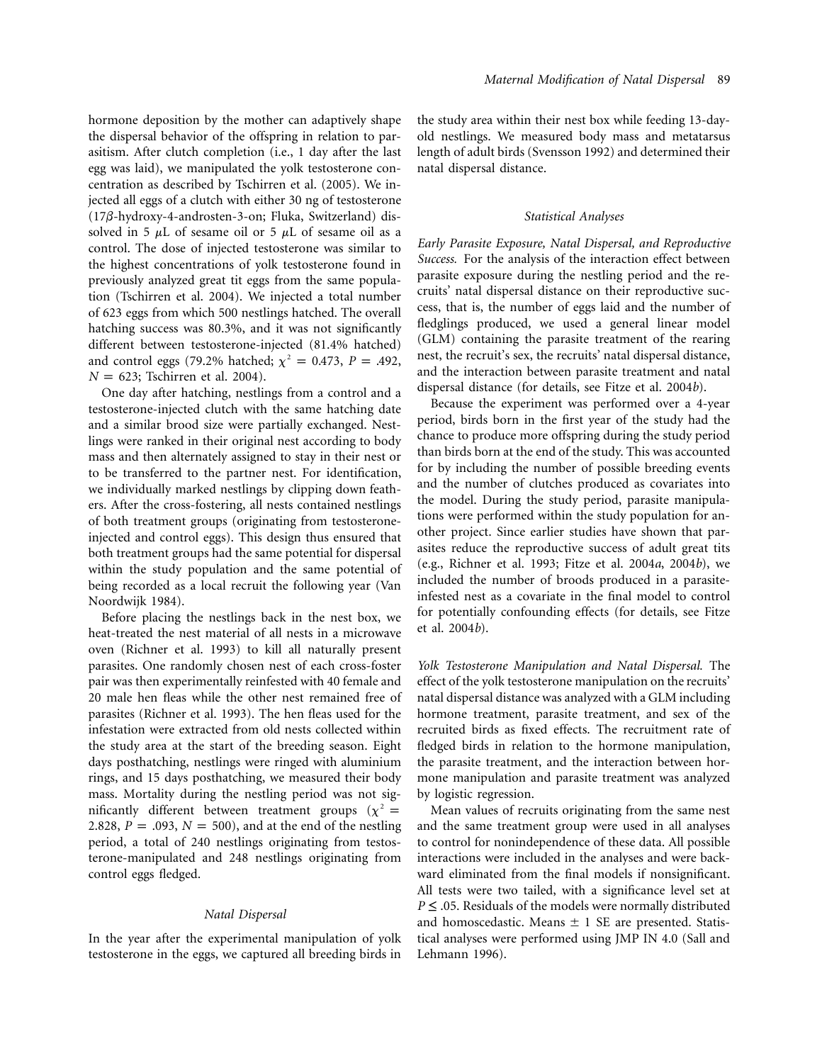hormone deposition by the mother can adaptively shape the dispersal behavior of the offspring in relation to parasitism. After clutch completion (i.e., 1 day after the last egg was laid), we manipulated the yolk testosterone concentration as described by Tschirren et al. (2005). We injected all eggs of a clutch with either 30 ng of testosterone (17$\beta$-hydroxy-4-androsten-3-on; Fluka, Switzerland) dissolved in 5 $\mu$L of sesame oil or 5 $\mu$L of sesame oil as a control. The dose of injected testosterone was similar to the highest concentrations of yolk testosterone found in previously analyzed great tit eggs from the same population (Tschirren et al. 2004). We injected a total number of 623 eggs from which 500 nestlings hatched. The overall hatching success was 80.3%, and it was not significantly different between testosterone-injected (81.4% hatched) and control eggs (79.2% hatched; $\chi^2 = 0.473$, $P = .492$, $N = 623$; Tschirren et al. 2004).

One day after hatching, nestlings from a control and a testosterone-injected clutch with the same hatching date and a similar brood size were partially exchanged. Nestlings were ranked in their original nest according to body mass and then alternately assigned to stay in their nest or to be transferred to the partner nest. For identification, we individually marked nestlings by clipping down feathers. After the cross-fostering, all nests contained nestlings of both treatment groups (originating from testosterone-injected and control eggs). This design thus ensured that both treatment groups had the same potential for dispersal within the study population and the same potential of being recorded as a local recruit the following year (Van Noordwijk 1984).

Before placing the nestlings back in the nest box, we heat-treated the nest material of all nests in a microwave oven (Richner et al. 1993) to kill all naturally present parasites. One randomly chosen nest of each cross-foster pair was then experimentally reinfested with 40 female and 20 male hen fleas while the other nest remained free of parasites (Richner et al. 1993). The hen fleas used for the infestation were extracted from old nests collected within the study area at the start of the breeding season. Eight days posthatching, nestlings were ringed with aluminium rings, and 15 days posthatching, we measured their body mass. Mortality during the nestling period was not significantly different between treatment groups ($\chi^2 = 2.828$, $P = .093$, $N = 500$), and at the end of the nestling period, a total of 240 nestlings originating from testosterone-manipulated and 248 nestlings originating from control eggs fledged.

### *Natal Dispersal*

In the year after the experimental manipulation of yolk testosterone in the eggs, we captured all breeding birds in the study area within their nest box while feeding 13-day-old nestlings. We measured body mass and metatarsus length of adult birds (Svensson 1992) and determined their natal dispersal distance.

### *Statistical Analyses*

*Early Parasite Exposure, Natal Dispersal, and Reproductive Success.* For the analysis of the interaction effect between parasite exposure during the nestling period and the recruits' natal dispersal distance on their reproductive success, that is, the number of eggs laid and the number of fledglings produced, we used a general linear model (GLM) containing the parasite treatment of the rearing nest, the recruit's sex, the recruits' natal dispersal distance, and the interaction between parasite treatment and natal dispersal distance (for details, see Fitze et al. 2004*b*).

Because the experiment was performed over a 4-year period, birds born in the first year of the study had the chance to produce more offspring during the study period than birds born at the end of the study. This was accounted for by including the number of possible breeding events and the number of clutches produced as covariates into the model. During the study period, parasite manipulations were performed within the study population for another project. Since earlier studies have shown that parasites reduce the reproductive success of adult great tits (e.g., Richner et al. 1993; Fitze et al. 2004*a*, 2004*b*), we included the number of broods produced in a parasite-infested nest as a covariate in the final model to control for potentially confounding effects (for details, see Fitze et al. 2004*b*).

*Yolk Testosterone Manipulation and Natal Dispersal.* The effect of the yolk testosterone manipulation on the recruits' natal dispersal distance was analyzed with a GLM including hormone treatment, parasite treatment, and sex of the recruited birds as fixed effects. The recruitment rate of fledged birds in relation to the hormone manipulation, the parasite treatment, and the interaction between hormone manipulation and parasite treatment was analyzed by logistic regression.

Mean values of recruits originating from the same nest and the same treatment group were used in all analyses to control for nonindependence of these data. All possible interactions were included in the analyses and were backward eliminated from the final models if nonsignificant. All tests were two tailed, with a significance level set at $P \leq .05$. Residuals of the models were normally distributed and homoscedastic. Means $\pm$ 1 SE are presented. Statistical analyses were performed using JMP IN 4.0 (Sall and Lehmann 1996).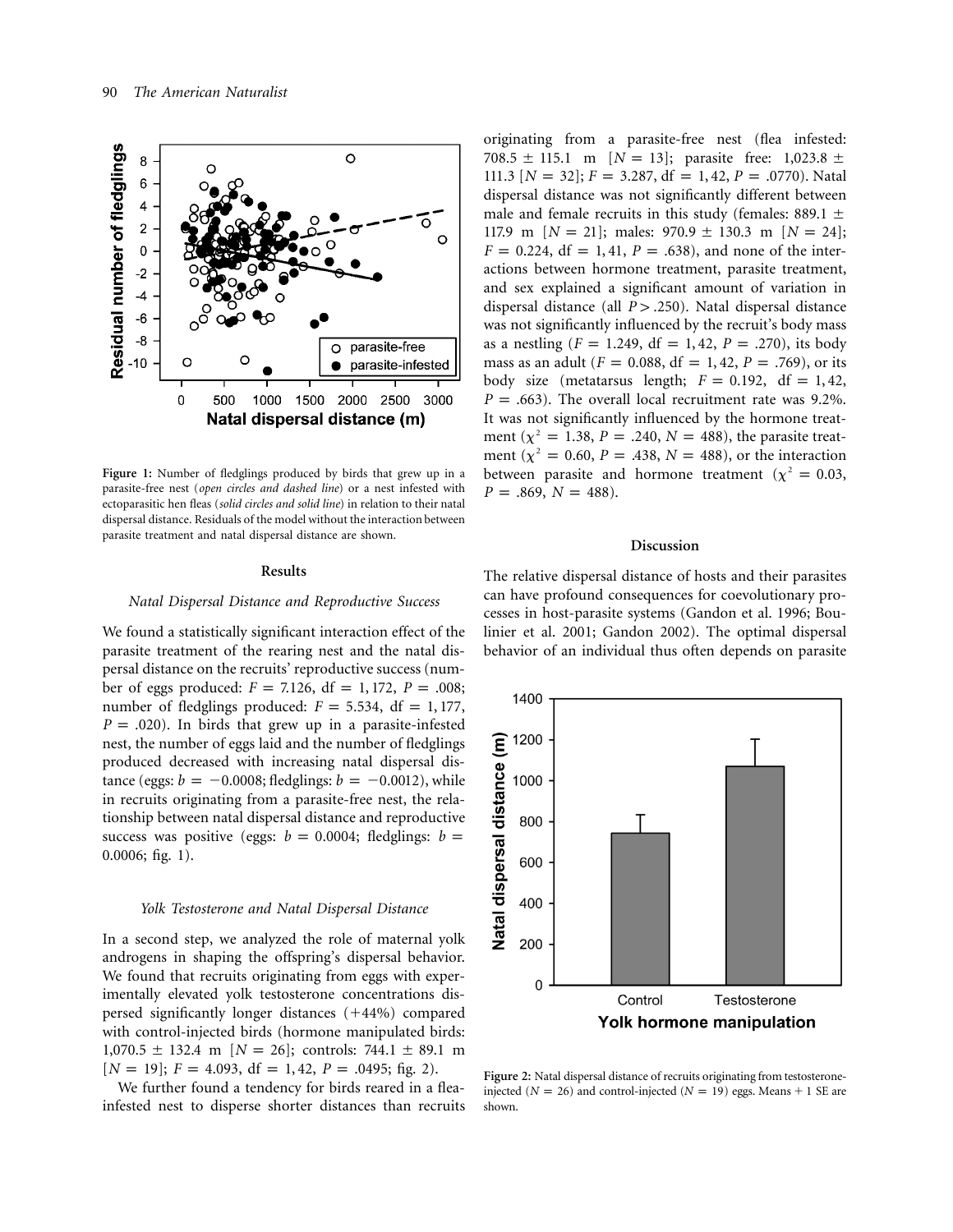**Figure 1:** Number of fledglings produced by birds that grew up in a parasite-free nest (*open circles and dashed line*) or a nest infested with ectoparasitic hen fleas (*solid circles and solid line*) in relation to their natal dispersal distance. Residuals of the model without the interaction between parasite treatment and natal dispersal distance are shown.

## Results

### *Natal Dispersal Distance and Reproductive Success*

We found a statistically significant interaction effect of the parasite treatment of the rearing nest and the natal dispersal distance on the recruits' reproductive success (number of eggs produced: $F = 7.126$, $df = 1, 172$, $P = .008$; number of fledglings produced: $F = 5.534$, $df = 1, 177$, $P = .020$). In birds that grew up in a parasite-infested nest, the number of eggs laid and the number of fledglings produced decreased with increasing natal dispersal distance (eggs: $b = -0.0008$; fledglings: $b = -0.0012$), while in recruits originating from a parasite-free nest, the relationship between natal dispersal distance and reproductive success was positive (eggs: $b = 0.0004$; fledglings: $b = 0.0006$; fig. 1).

### *Yolk Testosterone and Natal Dispersal Distance*

In a second step, we analyzed the role of maternal yolk androgens in shaping the offspring's dispersal behavior. We found that recruits originating from eggs with experimentally elevated yolk testosterone concentrations dispersed significantly longer distances (+44%) compared with control-injected birds (hormone manipulated birds: $1,070.5 \pm 132.4$ m [$N = 26$]; controls: $744.1 \pm 89.1$ m [$N = 19$]; $F = 4.093$, $df = 1, 42$, $P = .0495$; fig. 2).

We further found a tendency for birds reared in a flea-infested nest to disperse shorter distances than recruits originating from a parasite-free nest (flea infested: $708.5 \pm 115.1$ m [$N = 13$]; parasite free: $1,023.8 \pm 111.3$ [$N = 32$]; $F = 3.287$, $df = 1, 42$, $P = .0770$). Natal dispersal distance was not significantly different between male and female recruits in this study (females: $889.1 \pm 117.9$ m [$N = 21$]; males: $970.9 \pm 130.3$ m [$N = 24$]; $F = 0.224$, $df = 1, 41$, $P = .638$), and none of the interactions between hormone treatment, parasite treatment, and sex explained a significant amount of variation in dispersal distance (all $P > .250$). Natal dispersal distance was not significantly influenced by the recruit's body mass as a nestling ($F = 1.249$, $df = 1, 42$, $P = .270$), its body mass as an adult ($F = 0.088$, $df = 1, 42$, $P = .769$), or its body size (metatarsus length; $F = 0.192$, $df = 1, 42$, $P = .663$). The overall local recruitment rate was 9.2%. It was not significantly influenced by the hormone treatment ($\chi^2 = 1.38$, $P = .240$, $N = 488$), the parasite treatment ($\chi^2 = 0.60$, $P = .438$, $N = 488$), or the interaction between parasite and hormone treatment ($\chi^2 = 0.03$, $P = .869$, $N = 488$).

## Discussion

The relative dispersal distance of hosts and their parasites can have profound consequences for coevolutionary processes in host-parasite systems (Gandon et al. 1996; Boulinier et al. 2001; Gandon 2002). The optimal dispersal behavior of an individual thus often depends on parasite

**Figure 2:** Natal dispersal distance of recruits originating from testosterone-injected ($N = 26$) and control-injected ($N = 19$) eggs. Means + 1 SE are shown.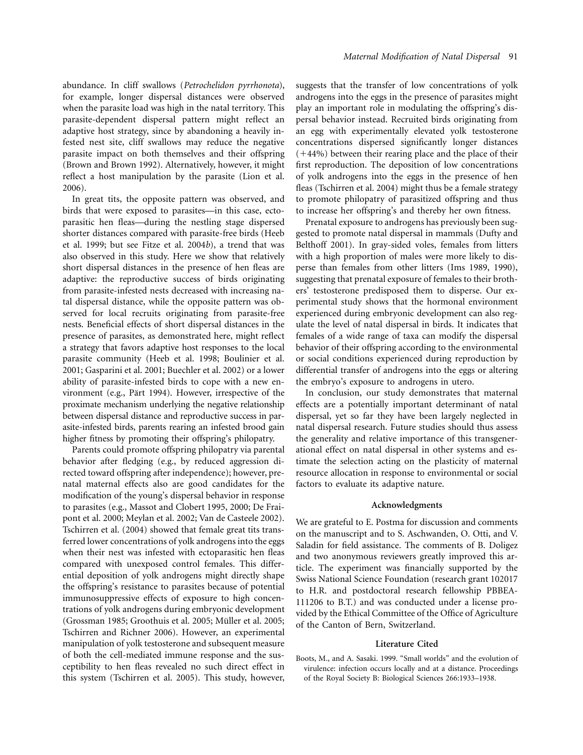abundance. In cliff swallows (*Petrochelidon pyrrhonota*), for example, longer dispersal distances were observed when the parasite load was high in the natal territory. This parasite-dependent dispersal pattern might reflect an adaptive host strategy, since by abandoning a heavily infested nest site, cliff swallows may reduce the negative parasite impact on both themselves and their offspring (Brown and Brown 1992). Alternatively, however, it might reflect a host manipulation by the parasite (Lion et al. 2006).

In great tits, the opposite pattern was observed, and birds that were exposed to parasites—in this case, ectoparasitic hen fleas—during the nestling stage dispersed shorter distances compared with parasite-free birds (Heeb et al. 1999; but see Fitze et al. 2004*b*), a trend that was also observed in this study. Here we show that relatively short dispersal distances in the presence of hen fleas are adaptive: the reproductive success of birds originating from parasite-infested nests decreased with increasing natal dispersal distance, while the opposite pattern was observed for local recruits originating from parasite-free nests. Beneficial effects of short dispersal distances in the presence of parasites, as demonstrated here, might reflect a strategy that favors adaptive host responses to the local parasite community (Heeb et al. 1998; Boulinier et al. 2001; Gasparini et al. 2001; Buechler et al. 2002) or a lower ability of parasite-infested birds to cope with a new environment (e.g., Pärt 1994). However, irrespective of the proximate mechanism underlying the negative relationship between dispersal distance and reproductive success in parasite-infested birds, parents rearing an infested brood gain higher fitness by promoting their offspring's philopatry.

Parents could promote offspring philopatry via parental behavior after fledging (e.g., by reduced aggression directed toward offspring after independence); however, prenatal maternal effects also are good candidates for the modification of the young's dispersal behavior in response to parasites (e.g., Massot and Clobert 1995, 2000; De Fraipont et al. 2000; Meylan et al. 2002; Van de Casteele 2002). Tschirren et al. (2004) showed that female great tits transferred lower concentrations of yolk androgens into the eggs when their nest was infested with ectoparasitic hen fleas compared with unexposed control females. This differential deposition of yolk androgens might directly shape the offspring's resistance to parasites because of potential immunosuppressive effects of exposure to high concentrations of yolk androgens during embryonic development (Grossman 1985; Groothuis et al. 2005; Müller et al. 2005; Tschirren and Richner 2006). However, an experimental manipulation of yolk testosterone and subsequent measure of both the cell-mediated immune response and the susceptibility to hen fleas revealed no such direct effect in this system (Tschirren et al. 2005). This study, however, suggests that the transfer of low concentrations of yolk androgens into the eggs in the presence of parasites might play an important role in modulating the offspring's dispersal behavior instead. Recruited birds originating from an egg with experimentally elevated yolk testosterone concentrations dispersed significantly longer distances (+44%) between their rearing place and the place of their first reproduction. The deposition of low concentrations of yolk androgens into the eggs in the presence of hen fleas (Tschirren et al. 2004) might thus be a female strategy to promote philopatry of parasitized offspring and thus to increase her offspring's and thereby her own fitness.

Prenatal exposure to androgens has previously been suggested to promote natal dispersal in mammals (Dufty and Belthoff 2001). In gray-sided voles, females from litters with a high proportion of males were more likely to disperse than females from other litters (Ims 1989, 1990), suggesting that prenatal exposure of females to their brothers' testosterone predisposed them to disperse. Our experimental study shows that the hormonal environment experienced during embryonic development can also regulate the level of natal dispersal in birds. It indicates that females of a wide range of taxa can modify the dispersal behavior of their offspring according to the environmental or social conditions experienced during reproduction by differential transfer of androgens into the eggs or altering the embryo's exposure to androgens in utero.

In conclusion, our study demonstrates that maternal effects are a potentially important determinant of natal dispersal, yet so far they have been largely neglected in natal dispersal research. Future studies should thus assess the generality and relative importance of this transgenerational effect on natal dispersal in other systems and estimate the selection acting on the plasticity of maternal resource allocation in response to environmental or social factors to evaluate its adaptive nature.

## Acknowledgments

We are grateful to E. Postma for discussion and comments on the manuscript and to S. Aschwanden, O. Otti, and V. Saladin for field assistance. The comments of B. Doligez and two anonymous reviewers greatly improved this article. The experiment was financially supported by the Swiss National Science Foundation (research grant 102017 to H.R. and postdoctoral research fellowship PBBEA-111206 to B.T.) and was conducted under a license provided by the Ethical Committee of the Office of Agriculture of the Canton of Bern, Switzerland.

## Literature Cited

Boots, M., and A. Sasaki. 1999. "Small worlds" and the evolution of virulence: infection occurs locally and at a distance. Proceedings of the Royal Society B: Biological Sciences 266:1933–1938.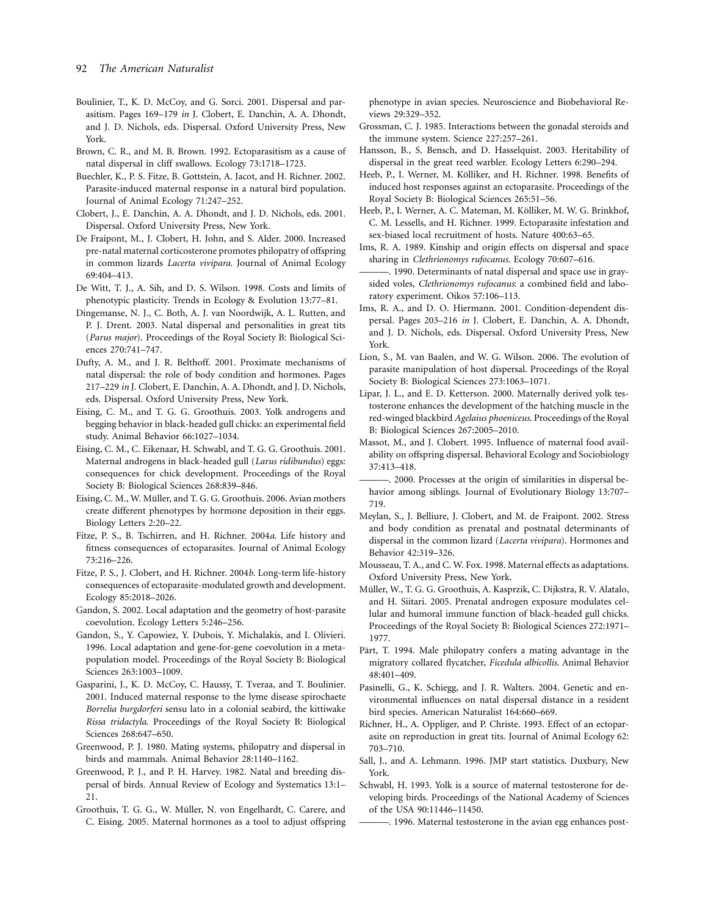Boulinier, T., K. D. McCoy, and G. Sorci. 2001. Dispersal and parasitism. Pages 169–179 *in* J. Clobert, E. Danchin, A. A. Dhondt, and J. D. Nichols, eds. Dispersal. Oxford University Press, New York.

Brown, C. R., and M. B. Brown. 1992. Ectoparasitism as a cause of natal dispersal in cliff swallows. Ecology 73:1718–1723.

Buechler, K., P. S. Fitze, B. Gottstein, A. Jacot, and H. Richner. 2002. Parasite-induced maternal response in a natural bird population. Journal of Animal Ecology 71:247–252.

Clobert, J., E. Danchin, A. A. Dhondt, and J. D. Nichols, eds. 2001. Dispersal. Oxford University Press, New York.

De Fraipont, M., J. Clobert, H. John, and S. Alder. 2000. Increased pre-natal maternal corticosterone promotes philopatry of offspring in common lizards *Lacerta vivipara*. Journal of Animal Ecology 69:404–413.

De Witt, T. J., A. Sih, and D. S. Wilson. 1998. Costs and limits of phenotypic plasticity. Trends in Ecology & Evolution 13:77–81.

Dingemanse, N. J., C. Both, A. J. van Noordwijk, A. L. Rutten, and P. J. Drent. 2003. Natal dispersal and personalities in great tits (*Parus major*). Proceedings of the Royal Society B: Biological Sciences 270:741–747.

Dufty, A. M., and J. R. Belthoff. 2001. Proximate mechanisms of natal dispersal: the role of body condition and hormones. Pages 217–229 *in* J. Clobert, E. Danchin, A. A. Dhondt, and J. D. Nichols, eds. Dispersal. Oxford University Press, New York.

Eising, C. M., and T. G. G. Groothuis. 2003. Yolk androgens and begging behavior in black-headed gull chicks: an experimental field study. Animal Behavior 66:1027–1034.

Eising, C. M., C. Eikenaar, H. Schwabl, and T. G. G. Groothuis. 2001. Maternal androgens in black-headed gull (*Larus ridibundus*) eggs: consequences for chick development. Proceedings of the Royal Society B: Biological Sciences 268:839–846.

Eising, C. M., W. Müller, and T. G. G. Groothuis. 2006. Avian mothers create different phenotypes by hormone deposition in their eggs. Biology Letters 2:20–22.

Fitze, P. S., B. Tschirren, and H. Richner. 2004*a*. Life history and fitness consequences of ectoparasites. Journal of Animal Ecology 73:216–226.

Fitze, P. S., J. Clobert, and H. Richner. 2004*b*. Long-term life-history consequences of ectoparasite-modulated growth and development. Ecology 85:2018–2026.

Gandon, S. 2002. Local adaptation and the geometry of host-parasite coevolution. Ecology Letters 5:246–256.

Gandon, S., Y. Capowiez, Y. Dubois, Y. Michalakis, and I. Olivieri. 1996. Local adaptation and gene-for-gene coevolution in a metapopulation model. Proceedings of the Royal Society B: Biological Sciences 263:1003–1009.

Gasparini, J., K. D. McCoy, C. Haussy, T. Tveraa, and T. Boulinier. 2001. Induced maternal response to the lyme disease spirochaete *Borrelia burgdorferi* sensu lato in a colonial seabird, the kittiwake *Rissa tridactyla*. Proceedings of the Royal Society B: Biological Sciences 268:647–650.

Greenwood, P. J. 1980. Mating systems, philopatry and dispersal in birds and mammals. Animal Behavior 28:1140–1162.

Greenwood, P. J., and P. H. Harvey. 1982. Natal and breeding dispersal of birds. Annual Review of Ecology and Systematics 13:1–21.

Groothuis, T. G. G., W. Müller, N. von Engelhardt, C. Carere, and C. Eising. 2005. Maternal hormones as a tool to adjust offspring phenotype in avian species. Neuroscience and Biobehavioral Reviews 29:329–352.

Grossman, C. J. 1985. Interactions between the gonadal steroids and the immune system. Science 227:257–261.

Hansson, B., S. Bensch, and D. Hasselquist. 2003. Heritability of dispersal in the great reed warbler. Ecology Letters 6:290–294.

Heeb, P., I. Werner, M. Kölliker, and H. Richner. 1998. Benefits of induced host responses against an ectoparasite. Proceedings of the Royal Society B: Biological Sciences 265:51–56.

Heeb, P., I. Werner, A. C. Mateman, M. Kölliker, M. W. G. Brinkhof, C. M. Lessells, and H. Richner. 1999. Ectoparasite infestation and sex-biased local recruitment of hosts. Nature 400:63–65.

Ims, R. A. 1989. Kinship and origin effects on dispersal and space sharing in *Clethrionomys rufocanus*. Ecology 70:607–616.

———. 1990. Determinants of natal dispersal and space use in gray-sided voles, *Clethrionomys rufocanus*: a combined field and laboratory experiment. Oikos 57:106–113.

Ims, R. A., and D. O. Hiermann. 2001. Condition-dependent dispersal. Pages 203–216 *in* J. Clobert, E. Danchin, A. A. Dhondt, and J. D. Nichols, eds. Dispersal. Oxford University Press, New York.

Lion, S., M. van Baalen, and W. G. Wilson. 2006. The evolution of parasite manipulation of host dispersal. Proceedings of the Royal Society B: Biological Sciences 273:1063–1071.

Lipar, J. L., and E. D. Ketterson. 2000. Maternally derived yolk testosterone enhances the development of the hatching muscle in the red-winged blackbird *Agelaius phoeniceus*. Proceedings of the Royal Society B: Biological Sciences 267:2005–2010.

Massot, M., and J. Clobert. 1995. Influence of maternal food availability on offspring dispersal. Behavioral Ecology and Sociobiology 37:413–418.

———. 2000. Processes at the origin of similarities in dispersal behavior among siblings. Journal of Evolutionary Biology 13:707–719.

Meylan, S., J. Belliure, J. Clobert, and M. de Fraipont. 2002. Stress and body condition as prenatal and postnatal determinants of dispersal in the common lizard (*Lacerta vivipara*). Hormones and Behavior 42:319–326.

Mousseau, T. A., and C. W. Fox. 1998. Maternal effects as adaptations. Oxford University Press, New York.

Müller, W., T. G. G. Groothuis, A. Kasprzik, C. Dijkstra, R. V. Alatalo, and H. Siitari. 2005. Prenatal androgen exposure modulates cellular and humoral immune function of black-headed gull chicks. Proceedings of the Royal Society B: Biological Sciences 272:1971–1977.

Pärt, T. 1994. Male philopatry confers a mating advantage in the migratory collared flycatcher, *Ficedula albicollis*. Animal Behavior 48:401–409.

Pasinelli, G., K. Schiegg, and J. R. Walters. 2004. Genetic and environmental influences on natal dispersal distance in a resident bird species. American Naturalist 164:660–669.

Richner, H., A. Oppliger, and P. Christe. 1993. Effect of an ectoparasite on reproduction in great tits. Journal of Animal Ecology 62: 703–710.

Sall, J., and A. Lehmann. 1996. JMP start statistics. Duxbury, New York.

Schwabl, H. 1993. Yolk is a source of maternal testosterone for developing birds. Proceedings of the National Academy of Sciences of the USA 90:11446–11450.

———. 1996. Maternal testosterone in the avian egg enhances post-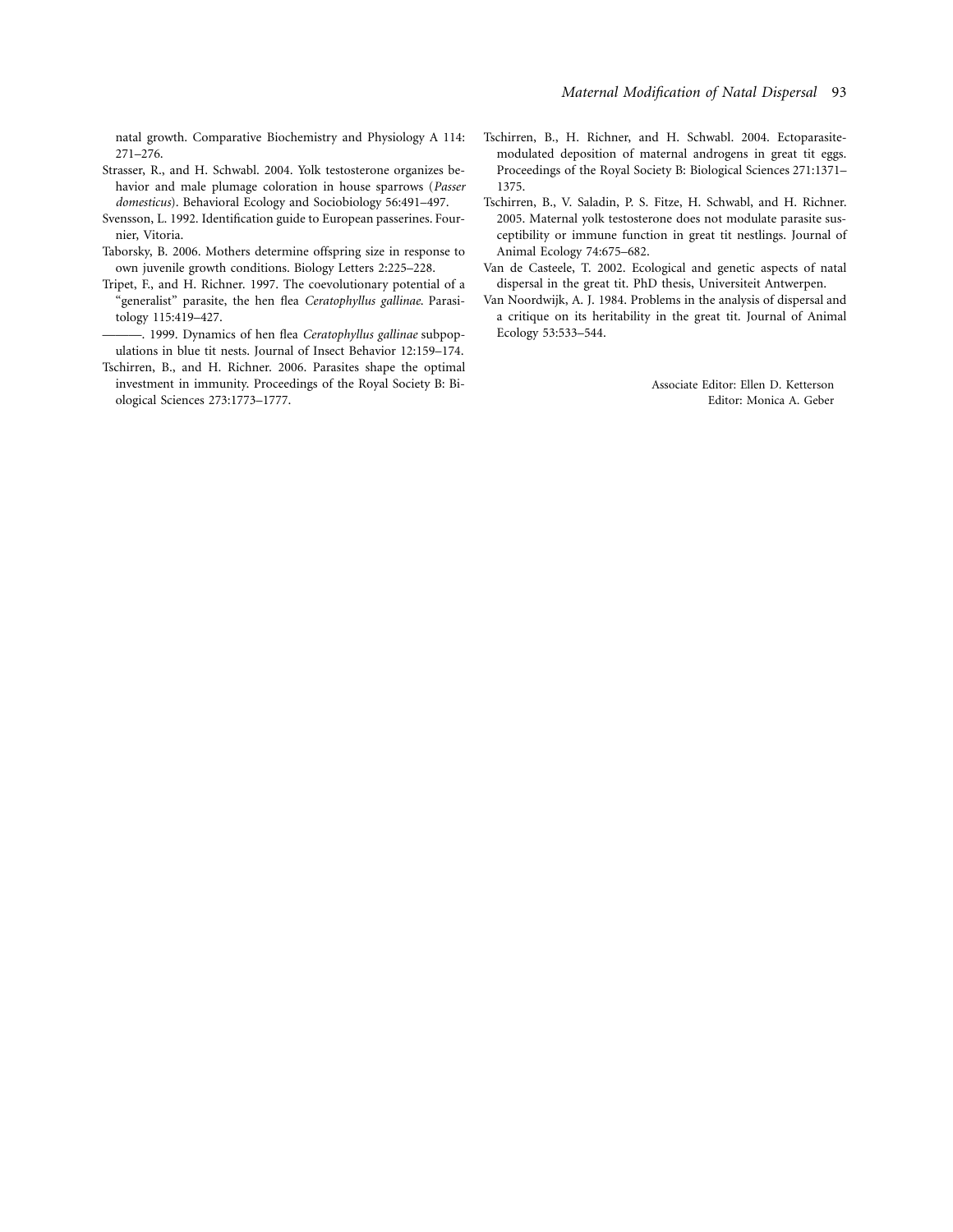natal growth. Comparative Biochemistry and Physiology A 114: 271–276.

Strasser, R., and H. Schwabl. 2004. Yolk testosterone organizes behavior and male plumage coloration in house sparrows (*Passer domesticus*). Behavioral Ecology and Sociobiology 56:491–497.

Svensson, L. 1992. Identification guide to European passerines. Fournier, Vitoria.

Taborsky, B. 2006. Mothers determine offspring size in response to own juvenile growth conditions. Biology Letters 2:225–228.

Tripet, F., and H. Richner. 1997. The coevolutionary potential of a "generalist" parasite, the hen flea *Ceratophyllus gallinae*. Parasitology 115:419–427.

———. 1999. Dynamics of hen flea *Ceratophyllus gallinae* subpopulations in blue tit nests. Journal of Insect Behavior 12:159–174.

Tschirren, B., and H. Richner. 2006. Parasites shape the optimal investment in immunity. Proceedings of the Royal Society B: Biological Sciences 273:1773–1777.

Tschirren, B., H. Richner, and H. Schwabl. 2004. Ectoparasite-modulated deposition of maternal androgens in great tit eggs. Proceedings of the Royal Society B: Biological Sciences 271:1371–1375.

Tschirren, B., V. Saladin, P. S. Fitze, H. Schwabl, and H. Richner. 2005. Maternal yolk testosterone does not modulate parasite susceptibility or immune function in great tit nestlings. Journal of Animal Ecology 74:675–682.

Van de Casteele, T. 2002. Ecological and genetic aspects of natal dispersal in the great tit. PhD thesis, Universiteit Antwerpen.

Van Noordwijk, A. J. 1984. Problems in the analysis of dispersal and a critique on its heritability in the great tit. Journal of Animal Ecology 53:533–544.

Associate Editor: Ellen D. Ketterson
Editor: Monica A. Geber